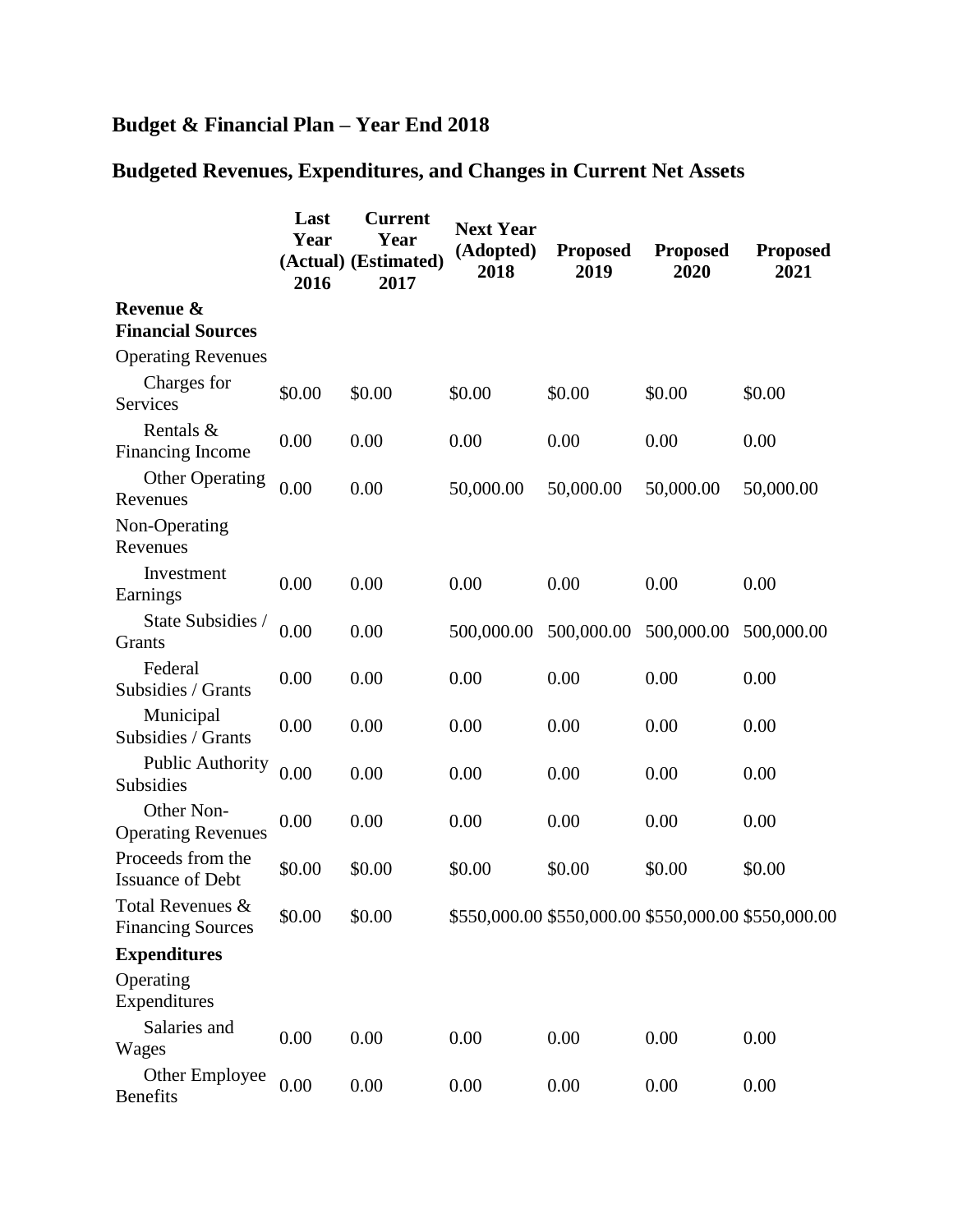# Budget & Financial Plan – Year End 2018

## Budgeted Revenues, Expenditures, and Changes in Current Net Assets

| | Last Year (Actual) 2016 | Current Year (Estimated) 2017 | Next Year (Adopted) 2018 | Proposed 2019 | Proposed 2020 | Proposed 2021 |
|---|---|---|---|---|---|---|
| **Revenue & Financial Sources** | | | | | | |
| Operating Revenues | | | | | | |
| Charges for Services | $0.00 | $0.00 | $0.00 | $0.00 | $0.00 | $0.00 |
| Rentals & Financing Income | 0.00 | 0.00 | 0.00 | 0.00 | 0.00 | 0.00 |
| Other Operating Revenues | 0.00 | 0.00 | 50,000.00 | 50,000.00 | 50,000.00 | 50,000.00 |
| Non-Operating Revenues | | | | | | |
| Investment Earnings | 0.00 | 0.00 | 0.00 | 0.00 | 0.00 | 0.00 |
| State Subsidies / Grants | 0.00 | 0.00 | 500,000.00 | 500,000.00 | 500,000.00 | 500,000.00 |
| Federal Subsidies / Grants | 0.00 | 0.00 | 0.00 | 0.00 | 0.00 | 0.00 |
| Municipal Subsidies / Grants | 0.00 | 0.00 | 0.00 | 0.00 | 0.00 | 0.00 |
| Public Authority Subsidies | 0.00 | 0.00 | 0.00 | 0.00 | 0.00 | 0.00 |
| Other Non-Operating Revenues | 0.00 | 0.00 | 0.00 | 0.00 | 0.00 | 0.00 |
| Proceeds from the Issuance of Debt | $0.00 | $0.00 | $0.00 | $0.00 | $0.00 | $0.00 |
| Total Revenues & Financing Sources | $0.00 | $0.00 | $550,000.00 | $550,000.00 | $550,000.00 | $550,000.00 |
| **Expenditures** | | | | | | |
| Operating Expenditures | | | | | | |
| Salaries and Wages | 0.00 | 0.00 | 0.00 | 0.00 | 0.00 | 0.00 |
| Other Employee Benefits | 0.00 | 0.00 | 0.00 | 0.00 | 0.00 | 0.00 |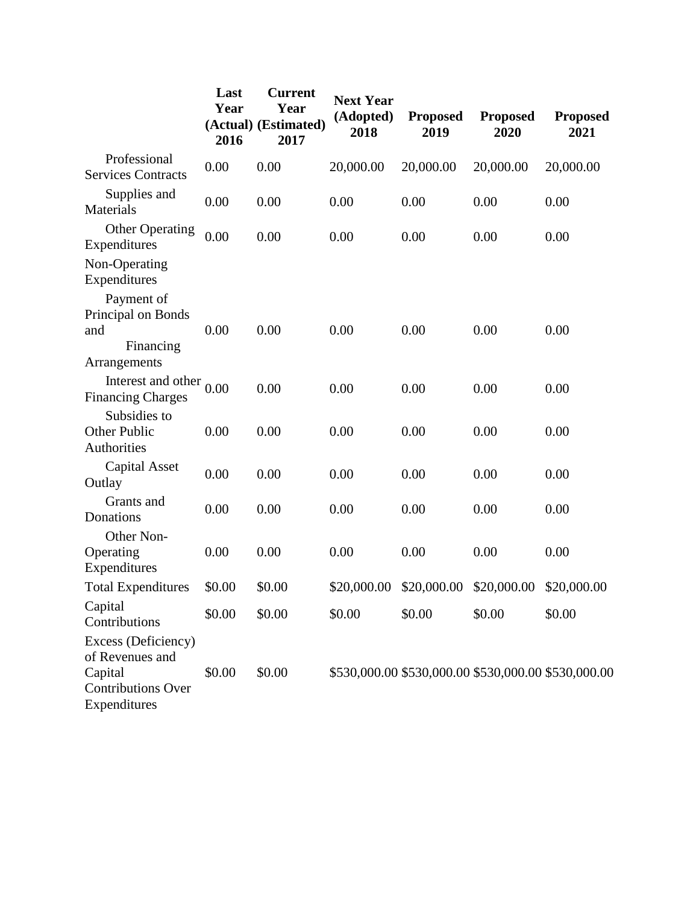| | Last Year (Actual) 2016 | Current Year (Estimated) 2017 | Next Year (Adopted) 2018 | Proposed 2019 | Proposed 2020 | Proposed 2021 |
|---|---|---|---|---|---|---|
| Professional Services Contracts | 0.00 | 0.00 | 20,000.00 | 20,000.00 | 20,000.00 | 20,000.00 |
| Supplies and Materials | 0.00 | 0.00 | 0.00 | 0.00 | 0.00 | 0.00 |
| Other Operating Expenditures | 0.00 | 0.00 | 0.00 | 0.00 | 0.00 | 0.00 |
| Non-Operating Expenditures | | | | | | |
| Payment of Principal on Bonds and Financing Arrangements | 0.00 | 0.00 | 0.00 | 0.00 | 0.00 | 0.00 |
| Interest and other Financing Charges | 0.00 | 0.00 | 0.00 | 0.00 | 0.00 | 0.00 |
| Subsidies to Other Public Authorities | 0.00 | 0.00 | 0.00 | 0.00 | 0.00 | 0.00 |
| Capital Asset Outlay | 0.00 | 0.00 | 0.00 | 0.00 | 0.00 | 0.00 |
| Grants and Donations | 0.00 | 0.00 | 0.00 | 0.00 | 0.00 | 0.00 |
| Other Non-Operating Expenditures | 0.00 | 0.00 | 0.00 | 0.00 | 0.00 | 0.00 |
| Total Expenditures | $0.00 | $0.00 | $20,000.00 | $20,000.00 | $20,000.00 | $20,000.00 |
| Capital Contributions | $0.00 | $0.00 | $0.00 | $0.00 | $0.00 | $0.00 |
| Excess (Deficiency) of Revenues and Capital Contributions Over Expenditures | $0.00 | $0.00 | $530,000.00 | $530,000.00 | $530,000.00 | $530,000.00 |